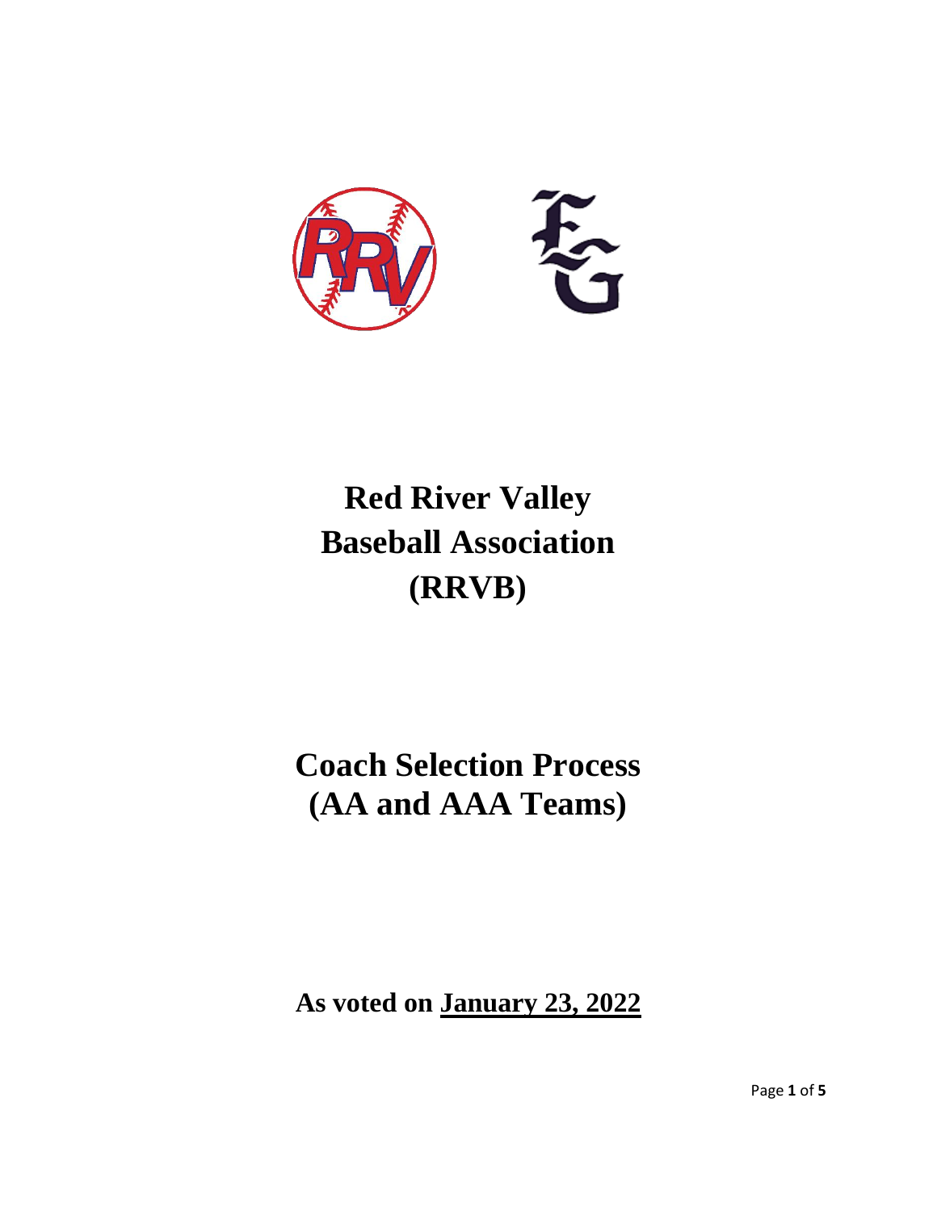# Red River Valley Baseball Association (RRVB)

# Coach Selection Process (AA and AAA Teams)

**As voted on <u>January 23, 2022</u>**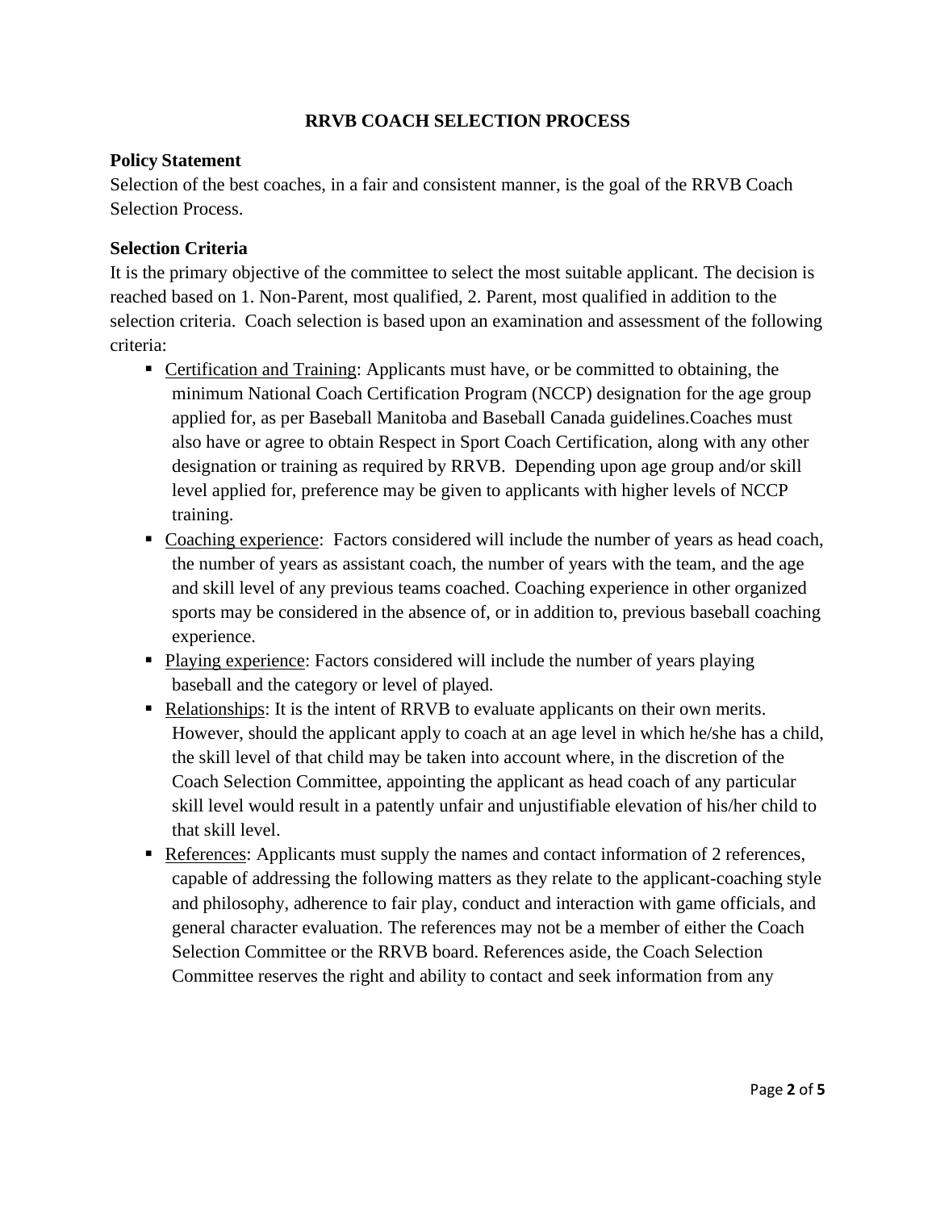**RRVB COACH SELECTION PROCESS**

**Policy Statement**

Selection of the best coaches, in a fair and consistent manner, is the goal of the RRVB Coach Selection Process.

**Selection Criteria**

It is the primary objective of the committee to select the most suitable applicant. The decision is reached based on 1. Non-Parent, most qualified, 2. Parent, most qualified in addition to the selection criteria. Coach selection is based upon an examination and assessment of the following criteria:

- Certification and Training: Applicants must have, or be committed to obtaining, the minimum National Coach Certification Program (NCCP) designation for the age group applied for, as per Baseball Manitoba and Baseball Canada guidelines.Coaches must also have or agree to obtain Respect in Sport Coach Certification, along with any other designation or training as required by RRVB. Depending upon age group and/or skill level applied for, preference may be given to applicants with higher levels of NCCP training.
- Coaching experience: Factors considered will include the number of years as head coach, the number of years as assistant coach, the number of years with the team, and the age and skill level of any previous teams coached. Coaching experience in other organized sports may be considered in the absence of, or in addition to, previous baseball coaching experience.
- Playing experience: Factors considered will include the number of years playing baseball and the category or level of played.
- Relationships: It is the intent of RRVB to evaluate applicants on their own merits. However, should the applicant apply to coach at an age level in which he/she has a child, the skill level of that child may be taken into account where, in the discretion of the Coach Selection Committee, appointing the applicant as head coach of any particular skill level would result in a patently unfair and unjustifiable elevation of his/her child to that skill level.
- References: Applicants must supply the names and contact information of 2 references, capable of addressing the following matters as they relate to the applicant-coaching style and philosophy, adherence to fair play, conduct and interaction with game officials, and general character evaluation. The references may not be a member of either the Coach Selection Committee or the RRVB board. References aside, the Coach Selection Committee reserves the right and ability to contact and seek information from any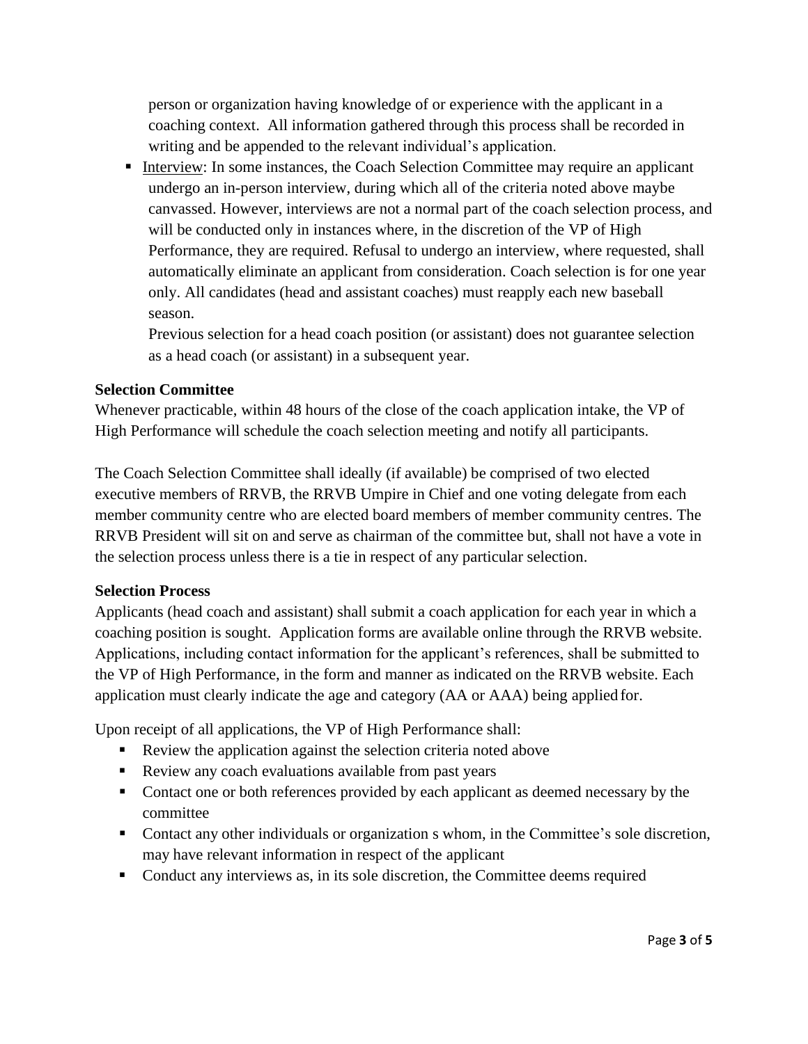person or organization having knowledge of or experience with the applicant in a coaching context. All information gathered through this process shall be recorded in writing and be appended to the relevant individual's application.

- Interview: In some instances, the Coach Selection Committee may require an applicant undergo an in-person interview, during which all of the criteria noted above maybe canvassed. However, interviews are not a normal part of the coach selection process, and will be conducted only in instances where, in the discretion of the VP of High Performance, they are required. Refusal to undergo an interview, where requested, shall automatically eliminate an applicant from consideration. Coach selection is for one year only. All candidates (head and assistant coaches) must reapply each new baseball season.

  Previous selection for a head coach position (or assistant) does not guarantee selection as a head coach (or assistant) in a subsequent year.

**Selection Committee**

Whenever practicable, within 48 hours of the close of the coach application intake, the VP of High Performance will schedule the coach selection meeting and notify all participants.

The Coach Selection Committee shall ideally (if available) be comprised of two elected executive members of RRVB, the RRVB Umpire in Chief and one voting delegate from each member community centre who are elected board members of member community centres. The RRVB President will sit on and serve as chairman of the committee but, shall not have a vote in the selection process unless there is a tie in respect of any particular selection.

**Selection Process**

Applicants (head coach and assistant) shall submit a coach application for each year in which a coaching position is sought. Application forms are available online through the RRVB website. Applications, including contact information for the applicant's references, shall be submitted to the VP of High Performance, in the form and manner as indicated on the RRVB website. Each application must clearly indicate the age and category (AA or AAA) being applied for.

Upon receipt of all applications, the VP of High Performance shall:

- Review the application against the selection criteria noted above
- Review any coach evaluations available from past years
- Contact one or both references provided by each applicant as deemed necessary by the committee
- Contact any other individuals or organization s whom, in the Committee's sole discretion, may have relevant information in respect of the applicant
- Conduct any interviews as, in its sole discretion, the Committee deems required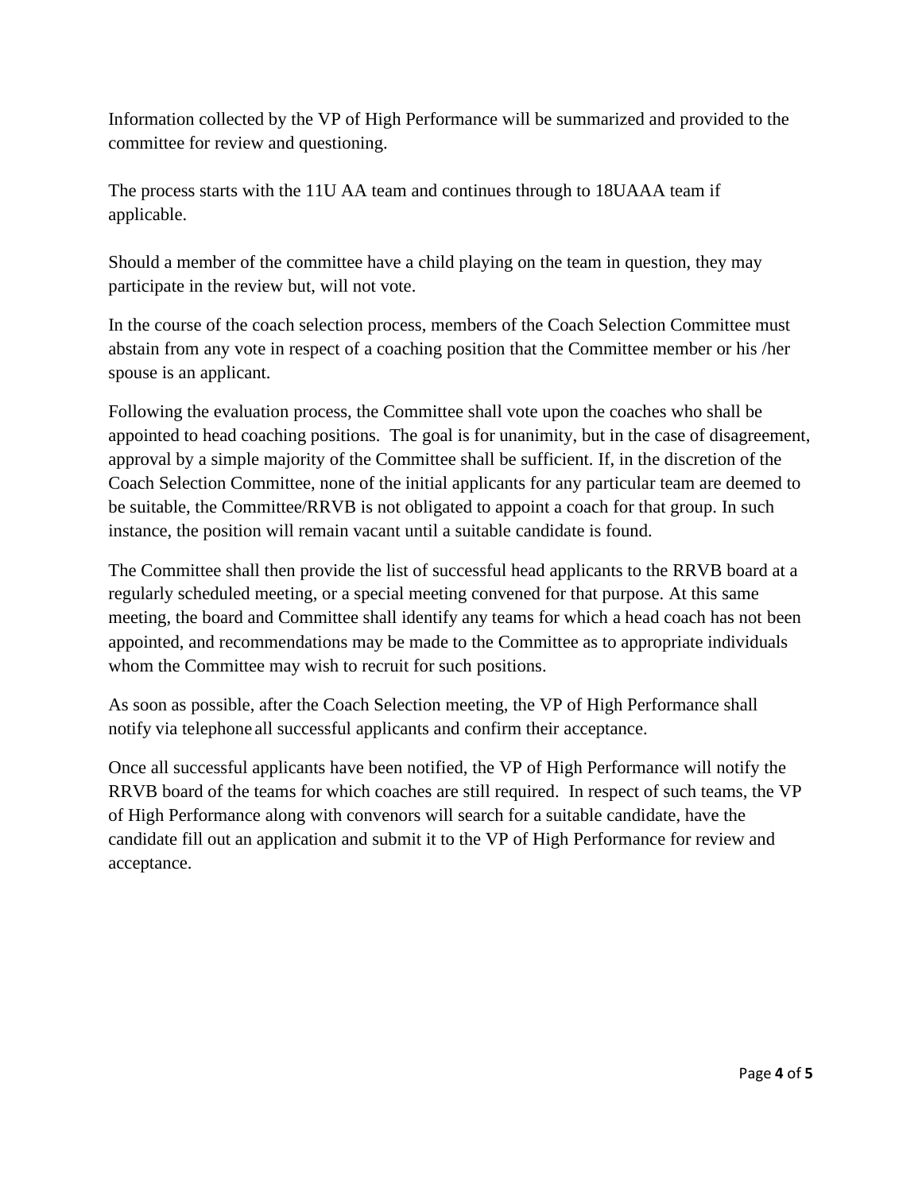Information collected by the VP of High Performance will be summarized and provided to the committee for review and questioning.

The process starts with the 11U AA team and continues through to 18UAAA team if applicable.

Should a member of the committee have a child playing on the team in question, they may participate in the review but, will not vote.

In the course of the coach selection process, members of the Coach Selection Committee must abstain from any vote in respect of a coaching position that the Committee member or his /her spouse is an applicant.

Following the evaluation process, the Committee shall vote upon the coaches who shall be appointed to head coaching positions. The goal is for unanimity, but in the case of disagreement, approval by a simple majority of the Committee shall be sufficient. If, in the discretion of the Coach Selection Committee, none of the initial applicants for any particular team are deemed to be suitable, the Committee/RRVB is not obligated to appoint a coach for that group. In such instance, the position will remain vacant until a suitable candidate is found.

The Committee shall then provide the list of successful head applicants to the RRVB board at a regularly scheduled meeting, or a special meeting convened for that purpose. At this same meeting, the board and Committee shall identify any teams for which a head coach has not been appointed, and recommendations may be made to the Committee as to appropriate individuals whom the Committee may wish to recruit for such positions.

As soon as possible, after the Coach Selection meeting, the VP of High Performance shall notify via telephone all successful applicants and confirm their acceptance.

Once all successful applicants have been notified, the VP of High Performance will notify the RRVB board of the teams for which coaches are still required. In respect of such teams, the VP of High Performance along with convenors will search for a suitable candidate, have the candidate fill out an application and submit it to the VP of High Performance for review and acceptance.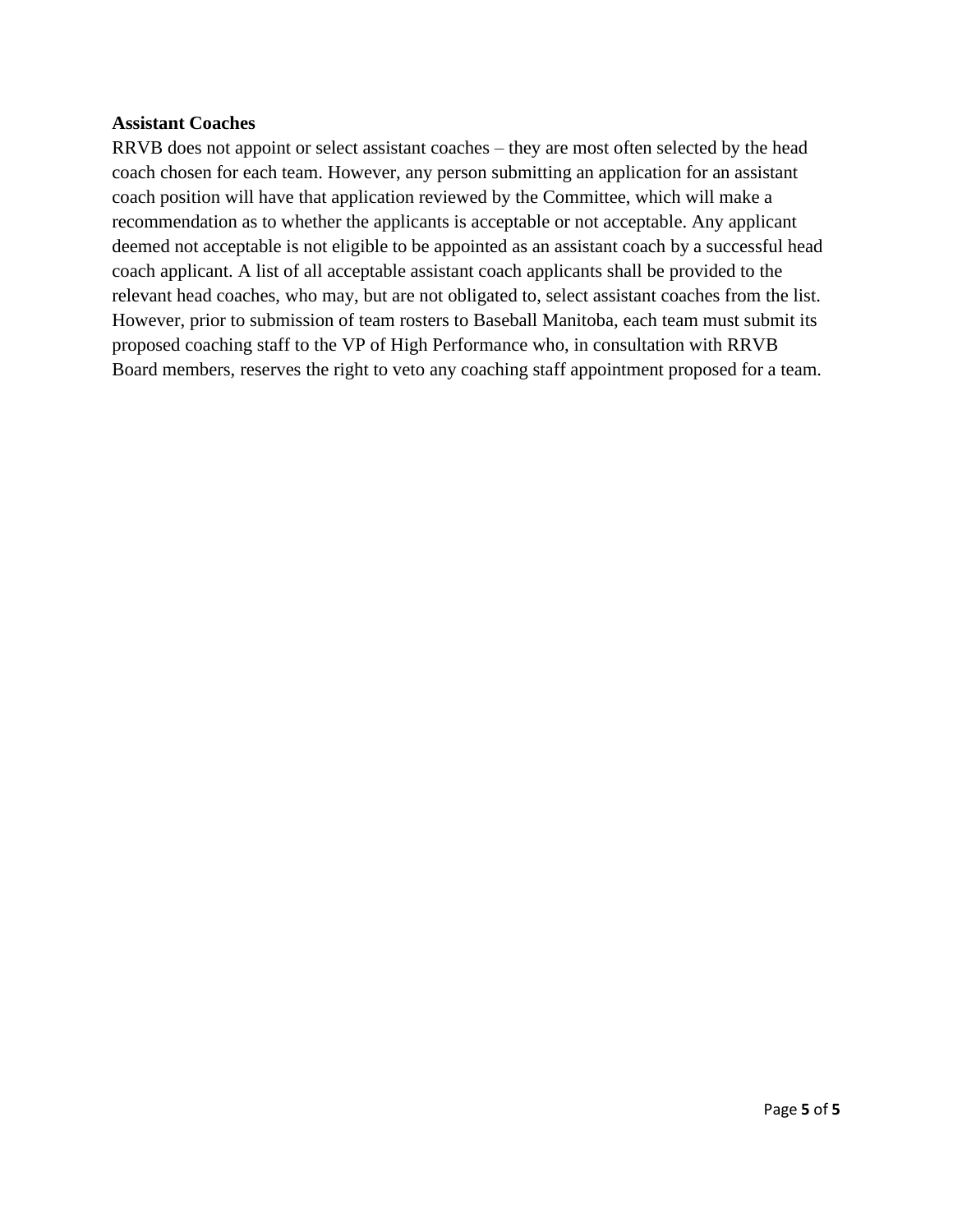**Assistant Coaches**

RRVB does not appoint or select assistant coaches – they are most often selected by the head coach chosen for each team. However, any person submitting an application for an assistant coach position will have that application reviewed by the Committee, which will make a recommendation as to whether the applicants is acceptable or not acceptable. Any applicant deemed not acceptable is not eligible to be appointed as an assistant coach by a successful head coach applicant. A list of all acceptable assistant coach applicants shall be provided to the relevant head coaches, who may, but are not obligated to, select assistant coaches from the list. However, prior to submission of team rosters to Baseball Manitoba, each team must submit its proposed coaching staff to the VP of High Performance who, in consultation with RRVB Board members, reserves the right to veto any coaching staff appointment proposed for a team.